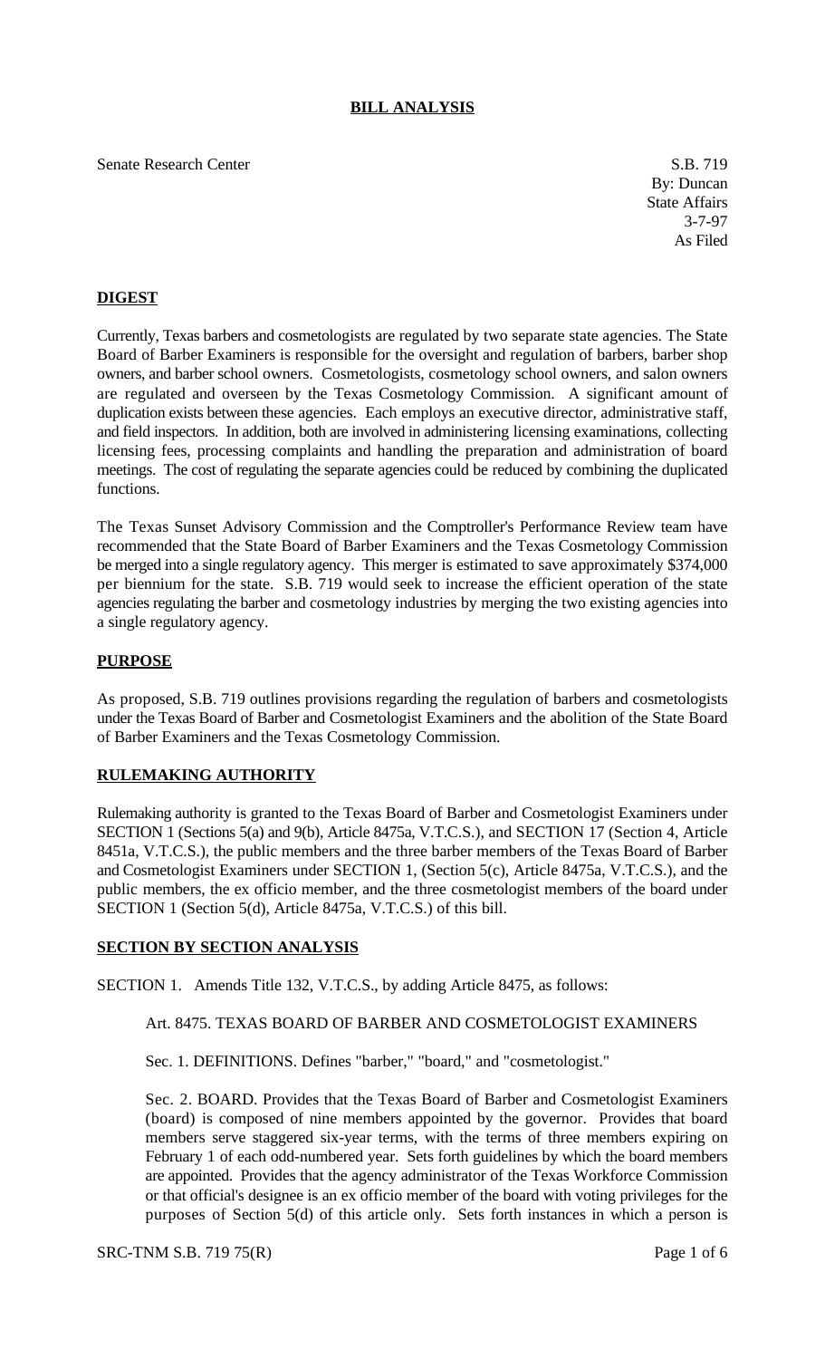# BILL ANALYSIS

Senate Research Center

S.B. 719
By: Duncan
State Affairs
3-7-97
As Filed

## DIGEST

Currently, Texas barbers and cosmetologists are regulated by two separate state agencies. The State Board of Barber Examiners is responsible for the oversight and regulation of barbers, barber shop owners, and barber school owners. Cosmetologists, cosmetology school owners, and salon owners are regulated and overseen by the Texas Cosmetology Commission. A significant amount of duplication exists between these agencies. Each employs an executive director, administrative staff, and field inspectors. In addition, both are involved in administering licensing examinations, collecting licensing fees, processing complaints and handling the preparation and administration of board meetings. The cost of regulating the separate agencies could be reduced by combining the duplicated functions.

The Texas Sunset Advisory Commission and the Comptroller's Performance Review team have recommended that the State Board of Barber Examiners and the Texas Cosmetology Commission be merged into a single regulatory agency. This merger is estimated to save approximately $374,000 per biennium for the state. S.B. 719 would seek to increase the efficient operation of the state agencies regulating the barber and cosmetology industries by merging the two existing agencies into a single regulatory agency.

## PURPOSE

As proposed, S.B. 719 outlines provisions regarding the regulation of barbers and cosmetologists under the Texas Board of Barber and Cosmetologist Examiners and the abolition of the State Board of Barber Examiners and the Texas Cosmetology Commission.

## RULEMAKING AUTHORITY

Rulemaking authority is granted to the Texas Board of Barber and Cosmetologist Examiners under SECTION 1 (Sections 5(a) and 9(b), Article 8475a, V.T.C.S.), and SECTION 17 (Section 4, Article 8451a, V.T.C.S.), the public members and the three barber members of the Texas Board of Barber and Cosmetologist Examiners under SECTION 1, (Section 5(c), Article 8475a, V.T.C.S.), and the public members, the ex officio member, and the three cosmetologist members of the board under SECTION 1 (Section 5(d), Article 8475a, V.T.C.S.) of this bill.

## SECTION BY SECTION ANALYSIS

SECTION 1. Amends Title 132, V.T.C.S., by adding Article 8475, as follows:

Art. 8475. TEXAS BOARD OF BARBER AND COSMETOLOGIST EXAMINERS

Sec. 1. DEFINITIONS. Defines "barber," "board," and "cosmetologist."

Sec. 2. BOARD. Provides that the Texas Board of Barber and Cosmetologist Examiners (board) is composed of nine members appointed by the governor. Provides that board members serve staggered six-year terms, with the terms of three members expiring on February 1 of each odd-numbered year. Sets forth guidelines by which the board members are appointed. Provides that the agency administrator of the Texas Workforce Commission or that official's designee is an ex officio member of the board with voting privileges for the purposes of Section 5(d) of this article only. Sets forth instances in which a person is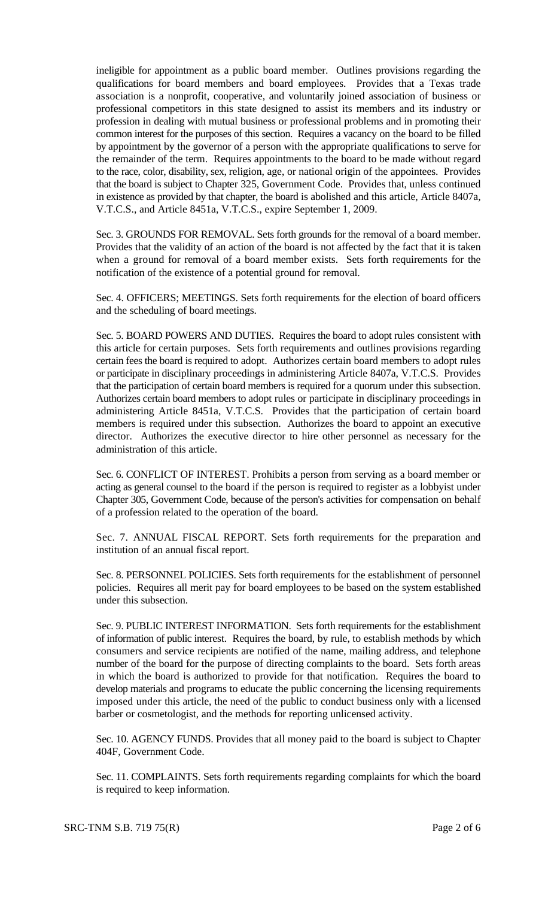ineligible for appointment as a public board member. Outlines provisions regarding the qualifications for board members and board employees. Provides that a Texas trade association is a nonprofit, cooperative, and voluntarily joined association of business or professional competitors in this state designed to assist its members and its industry or profession in dealing with mutual business or professional problems and in promoting their common interest for the purposes of this section. Requires a vacancy on the board to be filled by appointment by the governor of a person with the appropriate qualifications to serve for the remainder of the term. Requires appointments to the board to be made without regard to the race, color, disability, sex, religion, age, or national origin of the appointees. Provides that the board is subject to Chapter 325, Government Code. Provides that, unless continued in existence as provided by that chapter, the board is abolished and this article, Article 8407a, V.T.C.S., and Article 8451a, V.T.C.S., expire September 1, 2009.

Sec. 3. GROUNDS FOR REMOVAL. Sets forth grounds for the removal of a board member. Provides that the validity of an action of the board is not affected by the fact that it is taken when a ground for removal of a board member exists. Sets forth requirements for the notification of the existence of a potential ground for removal.

Sec. 4. OFFICERS; MEETINGS. Sets forth requirements for the election of board officers and the scheduling of board meetings.

Sec. 5. BOARD POWERS AND DUTIES. Requires the board to adopt rules consistent with this article for certain purposes. Sets forth requirements and outlines provisions regarding certain fees the board is required to adopt. Authorizes certain board members to adopt rules or participate in disciplinary proceedings in administering Article 8407a, V.T.C.S. Provides that the participation of certain board members is required for a quorum under this subsection. Authorizes certain board members to adopt rules or participate in disciplinary proceedings in administering Article 8451a, V.T.C.S. Provides that the participation of certain board members is required under this subsection. Authorizes the board to appoint an executive director. Authorizes the executive director to hire other personnel as necessary for the administration of this article.

Sec. 6. CONFLICT OF INTEREST. Prohibits a person from serving as a board member or acting as general counsel to the board if the person is required to register as a lobbyist under Chapter 305, Government Code, because of the person's activities for compensation on behalf of a profession related to the operation of the board.

Sec. 7. ANNUAL FISCAL REPORT. Sets forth requirements for the preparation and institution of an annual fiscal report.

Sec. 8. PERSONNEL POLICIES. Sets forth requirements for the establishment of personnel policies. Requires all merit pay for board employees to be based on the system established under this subsection.

Sec. 9. PUBLIC INTEREST INFORMATION. Sets forth requirements for the establishment of information of public interest. Requires the board, by rule, to establish methods by which consumers and service recipients are notified of the name, mailing address, and telephone number of the board for the purpose of directing complaints to the board. Sets forth areas in which the board is authorized to provide for that notification. Requires the board to develop materials and programs to educate the public concerning the licensing requirements imposed under this article, the need of the public to conduct business only with a licensed barber or cosmetologist, and the methods for reporting unlicensed activity.

Sec. 10. AGENCY FUNDS. Provides that all money paid to the board is subject to Chapter 404F, Government Code.

Sec. 11. COMPLAINTS. Sets forth requirements regarding complaints for which the board is required to keep information.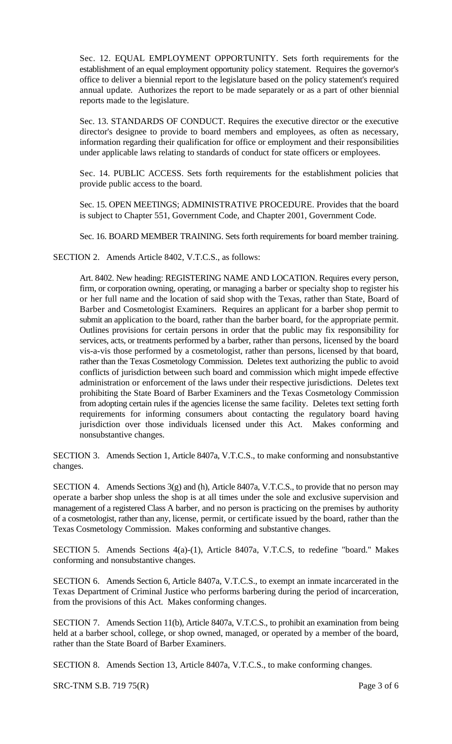Sec. 12. EQUAL EMPLOYMENT OPPORTUNITY. Sets forth requirements for the establishment of an equal employment opportunity policy statement. Requires the governor's office to deliver a biennial report to the legislature based on the policy statement's required annual update. Authorizes the report to be made separately or as a part of other biennial reports made to the legislature.

Sec. 13. STANDARDS OF CONDUCT. Requires the executive director or the executive director's designee to provide to board members and employees, as often as necessary, information regarding their qualification for office or employment and their responsibilities under applicable laws relating to standards of conduct for state officers or employees.

Sec. 14. PUBLIC ACCESS. Sets forth requirements for the establishment policies that provide public access to the board.

Sec. 15. OPEN MEETINGS; ADMINISTRATIVE PROCEDURE. Provides that the board is subject to Chapter 551, Government Code, and Chapter 2001, Government Code.

Sec. 16. BOARD MEMBER TRAINING. Sets forth requirements for board member training.

SECTION 2. Amends Article 8402, V.T.C.S., as follows:

Art. 8402. New heading: REGISTERING NAME AND LOCATION. Requires every person, firm, or corporation owning, operating, or managing a barber or specialty shop to register his or her full name and the location of said shop with the Texas, rather than State, Board of Barber and Cosmetologist Examiners. Requires an applicant for a barber shop permit to submit an application to the board, rather than the barber board, for the appropriate permit. Outlines provisions for certain persons in order that the public may fix responsibility for services, acts, or treatments performed by a barber, rather than persons, licensed by the board vis-a-vis those performed by a cosmetologist, rather than persons, licensed by that board, rather than the Texas Cosmetology Commission. Deletes text authorizing the public to avoid conflicts of jurisdiction between such board and commission which might impede effective administration or enforcement of the laws under their respective jurisdictions. Deletes text prohibiting the State Board of Barber Examiners and the Texas Cosmetology Commission from adopting certain rules if the agencies license the same facility. Deletes text setting forth requirements for informing consumers about contacting the regulatory board having jurisdiction over those individuals licensed under this Act. Makes conforming and nonsubstantive changes.

SECTION 3. Amends Section 1, Article 8407a, V.T.C.S., to make conforming and nonsubstantive changes.

SECTION 4. Amends Sections 3(g) and (h), Article 8407a, V.T.C.S., to provide that no person may operate a barber shop unless the shop is at all times under the sole and exclusive supervision and management of a registered Class A barber, and no person is practicing on the premises by authority of a cosmetologist, rather than any, license, permit, or certificate issued by the board, rather than the Texas Cosmetology Commission. Makes conforming and substantive changes.

SECTION 5. Amends Sections 4(a)-(1), Article 8407a, V.T.C.S, to redefine "board." Makes conforming and nonsubstantive changes.

SECTION 6. Amends Section 6, Article 8407a, V.T.C.S., to exempt an inmate incarcerated in the Texas Department of Criminal Justice who performs barbering during the period of incarceration, from the provisions of this Act. Makes conforming changes.

SECTION 7. Amends Section 11(b), Article 8407a, V.T.C.S., to prohibit an examination from being held at a barber school, college, or shop owned, managed, or operated by a member of the board, rather than the State Board of Barber Examiners.

SECTION 8. Amends Section 13, Article 8407a, V.T.C.S., to make conforming changes.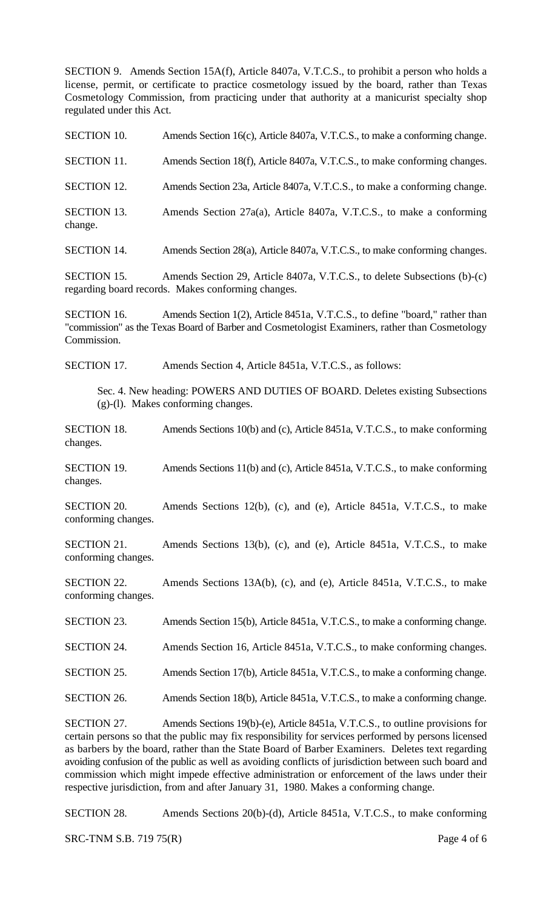SECTION 9. Amends Section 15A(f), Article 8407a, V.T.C.S., to prohibit a person who holds a license, permit, or certificate to practice cosmetology issued by the board, rather than Texas Cosmetology Commission, from practicing under that authority at a manicurist specialty shop regulated under this Act.

SECTION 10. Amends Section 16(c), Article 8407a, V.T.C.S., to make a conforming change.

SECTION 11. Amends Section 18(f), Article 8407a, V.T.C.S., to make conforming changes.

SECTION 12. Amends Section 23a, Article 8407a, V.T.C.S., to make a conforming change.

SECTION 13. Amends Section 27a(a), Article 8407a, V.T.C.S., to make a conforming change.

SECTION 14. Amends Section 28(a), Article 8407a, V.T.C.S., to make conforming changes.

SECTION 15. Amends Section 29, Article 8407a, V.T.C.S., to delete Subsections (b)-(c) regarding board records. Makes conforming changes.

SECTION 16. Amends Section 1(2), Article 8451a, V.T.C.S., to define "board," rather than "commission" as the Texas Board of Barber and Cosmetologist Examiners, rather than Cosmetology Commission.

SECTION 17. Amends Section 4, Article 8451a, V.T.C.S., as follows:

Sec. 4. New heading: POWERS AND DUTIES OF BOARD. Deletes existing Subsections (g)-(l). Makes conforming changes.

SECTION 18. Amends Sections 10(b) and (c), Article 8451a, V.T.C.S., to make conforming changes.

SECTION 19. Amends Sections 11(b) and (c), Article 8451a, V.T.C.S., to make conforming changes.

SECTION 20. Amends Sections 12(b), (c), and (e), Article 8451a, V.T.C.S., to make conforming changes.

SECTION 21. Amends Sections 13(b), (c), and (e), Article 8451a, V.T.C.S., to make conforming changes.

SECTION 22. Amends Sections 13A(b), (c), and (e), Article 8451a, V.T.C.S., to make conforming changes.

SECTION 23. Amends Section 15(b), Article 8451a, V.T.C.S., to make a conforming change.

SECTION 24. Amends Section 16, Article 8451a, V.T.C.S., to make conforming changes.

SECTION 25. Amends Section 17(b), Article 8451a, V.T.C.S., to make a conforming change.

SECTION 26. Amends Section 18(b), Article 8451a, V.T.C.S., to make a conforming change.

SECTION 27. Amends Sections 19(b)-(e), Article 8451a, V.T.C.S., to outline provisions for certain persons so that the public may fix responsibility for services performed by persons licensed as barbers by the board, rather than the State Board of Barber Examiners. Deletes text regarding avoiding confusion of the public as well as avoiding conflicts of jurisdiction between such board and commission which might impede effective administration or enforcement of the laws under their respective jurisdiction, from and after January 31, 1980. Makes a conforming change.

SECTION 28. Amends Sections 20(b)-(d), Article 8451a, V.T.C.S., to make conforming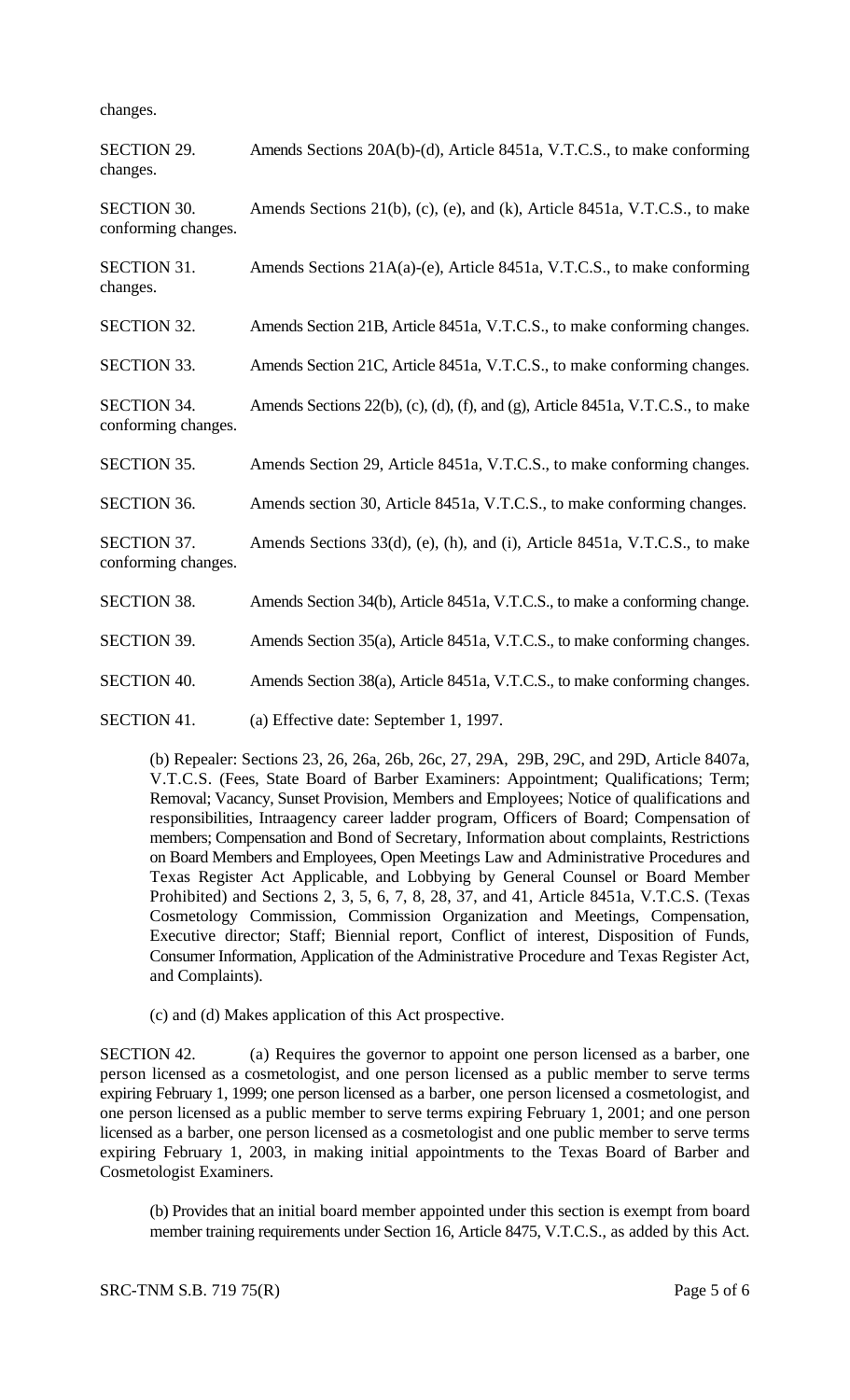changes.

SECTION 29. Amends Sections 20A(b)-(d), Article 8451a, V.T.C.S., to make conforming changes.

SECTION 30. Amends Sections 21(b), (c), (e), and (k), Article 8451a, V.T.C.S., to make conforming changes.

SECTION 31. Amends Sections 21A(a)-(e), Article 8451a, V.T.C.S., to make conforming changes.

SECTION 32. Amends Section 21B, Article 8451a, V.T.C.S., to make conforming changes.

SECTION 33. Amends Section 21C, Article 8451a, V.T.C.S., to make conforming changes.

SECTION 34. Amends Sections 22(b), (c), (d), (f), and (g), Article 8451a, V.T.C.S., to make conforming changes.

SECTION 35. Amends Section 29, Article 8451a, V.T.C.S., to make conforming changes.

SECTION 36. Amends section 30, Article 8451a, V.T.C.S., to make conforming changes.

SECTION 37. Amends Sections 33(d), (e), (h), and (i), Article 8451a, V.T.C.S., to make conforming changes.

SECTION 38. Amends Section 34(b), Article 8451a, V.T.C.S., to make a conforming change.

SECTION 39. Amends Section 35(a), Article 8451a, V.T.C.S., to make conforming changes.

SECTION 40. Amends Section 38(a), Article 8451a, V.T.C.S., to make conforming changes.

SECTION 41. (a) Effective date: September 1, 1997.

(b) Repealer: Sections 23, 26, 26a, 26b, 26c, 27, 29A, 29B, 29C, and 29D, Article 8407a, V.T.C.S. (Fees, State Board of Barber Examiners: Appointment; Qualifications; Term; Removal; Vacancy, Sunset Provision, Members and Employees; Notice of qualifications and responsibilities, Intraagency career ladder program, Officers of Board; Compensation of members; Compensation and Bond of Secretary, Information about complaints, Restrictions on Board Members and Employees, Open Meetings Law and Administrative Procedures and Texas Register Act Applicable, and Lobbying by General Counsel or Board Member Prohibited) and Sections 2, 3, 5, 6, 7, 8, 28, 37, and 41, Article 8451a, V.T.C.S. (Texas Cosmetology Commission, Commission Organization and Meetings, Compensation, Executive director; Staff; Biennial report, Conflict of interest, Disposition of Funds, Consumer Information, Application of the Administrative Procedure and Texas Register Act, and Complaints).

(c) and (d) Makes application of this Act prospective.

SECTION 42. (a) Requires the governor to appoint one person licensed as a barber, one person licensed as a cosmetologist, and one person licensed as a public member to serve terms expiring February 1, 1999; one person licensed as a barber, one person licensed a cosmetologist, and one person licensed as a public member to serve terms expiring February 1, 2001; and one person licensed as a barber, one person licensed as a cosmetologist and one public member to serve terms expiring February 1, 2003, in making initial appointments to the Texas Board of Barber and Cosmetologist Examiners.

(b) Provides that an initial board member appointed under this section is exempt from board member training requirements under Section 16, Article 8475, V.T.C.S., as added by this Act.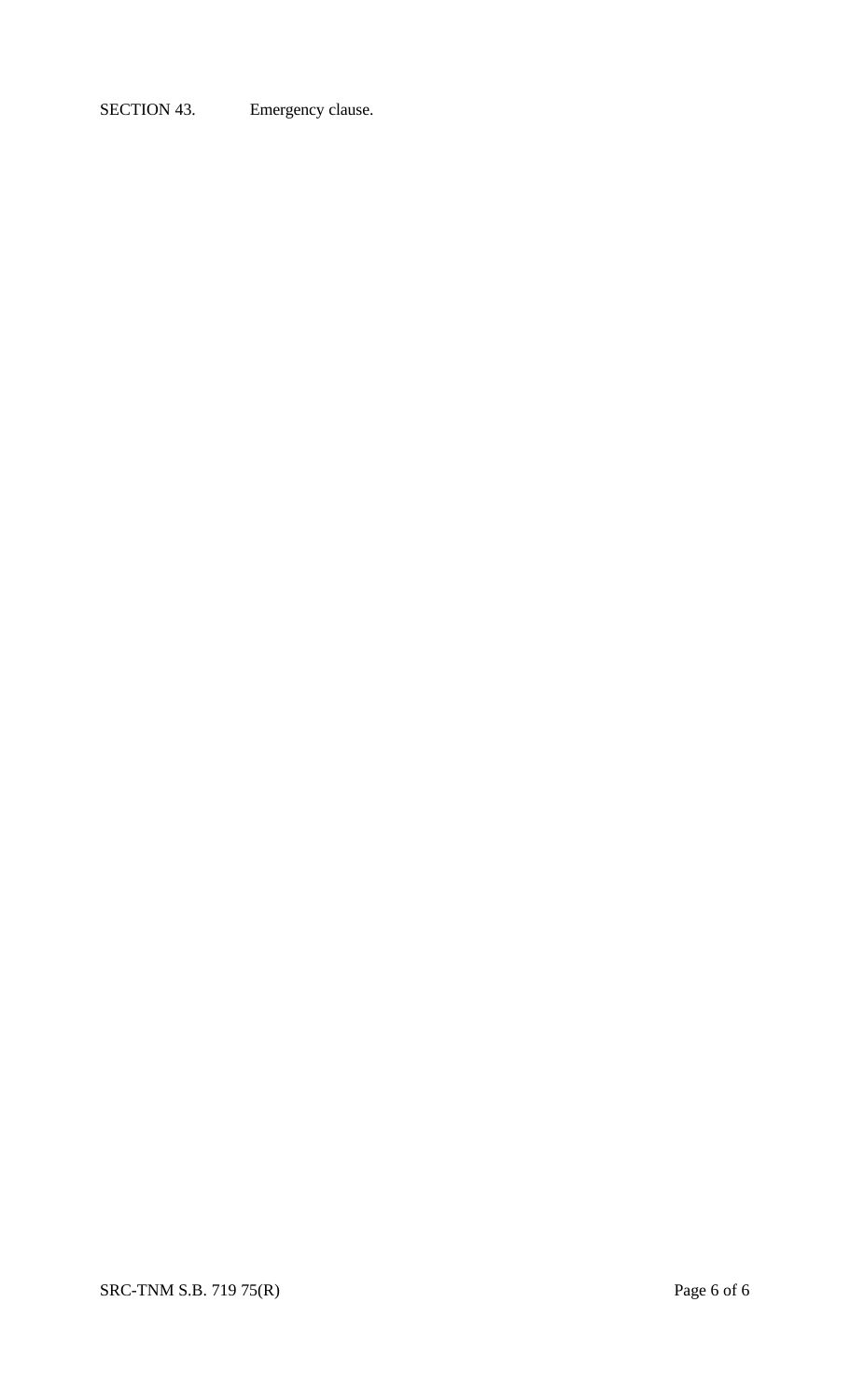SECTION 43. Emergency clause.